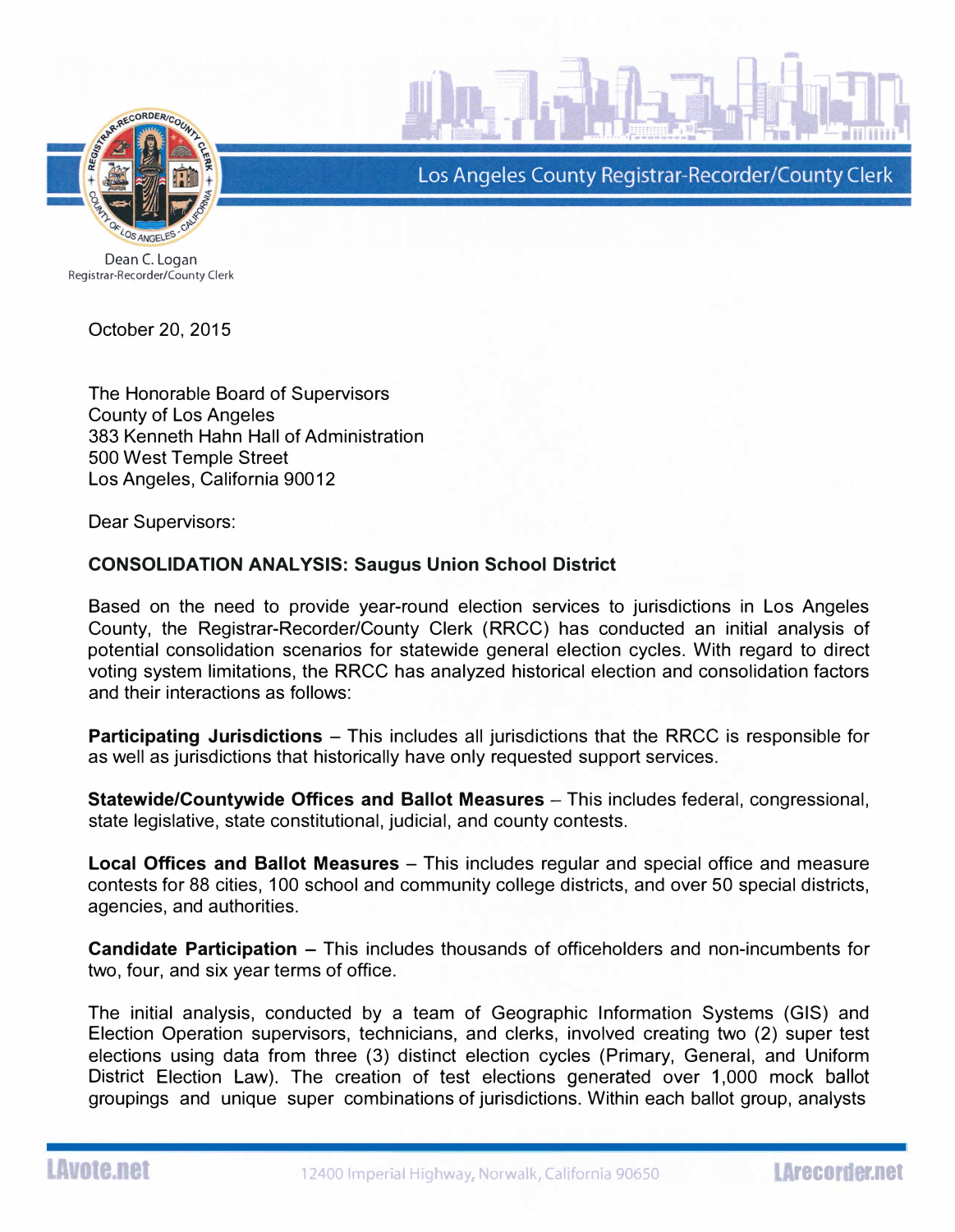Los Angeles County Registrar-Recorder/County Clerk

Dean C. Logan
Registrar-Recorder/County Clerk

October 20, 2015

The Honorable Board of Supervisors
County of Los Angeles
383 Kenneth Hahn Hall of Administration
500 West Temple Street
Los Angeles, California 90012

Dear Supervisors:

**CONSOLIDATION ANALYSIS: Saugus Union School District**

Based on the need to provide year-round election services to jurisdictions in Los Angeles County, the Registrar-Recorder/County Clerk (RRCC) has conducted an initial analysis of potential consolidation scenarios for statewide general election cycles. With regard to direct voting system limitations, the RRCC has analyzed historical election and consolidation factors and their interactions as follows:

**Participating Jurisdictions** – This includes all jurisdictions that the RRCC is responsible for as well as jurisdictions that historically have only requested support services.

**Statewide/Countywide Offices and Ballot Measures** – This includes federal, congressional, state legislative, state constitutional, judicial, and county contests.

**Local Offices and Ballot Measures** – This includes regular and special office and measure contests for 88 cities, 100 school and community college districts, and over 50 special districts, agencies, and authorities.

**Candidate Participation** – This includes thousands of officeholders and non-incumbents for two, four, and six year terms of office.

The initial analysis, conducted by a team of Geographic Information Systems (GIS) and Election Operation supervisors, technicians, and clerks, involved creating two (2) super test elections using data from three (3) distinct election cycles (Primary, General, and Uniform District Election Law). The creation of test elections generated over 1,000 mock ballot groupings and unique super combinations of jurisdictions. Within each ballot group, analysts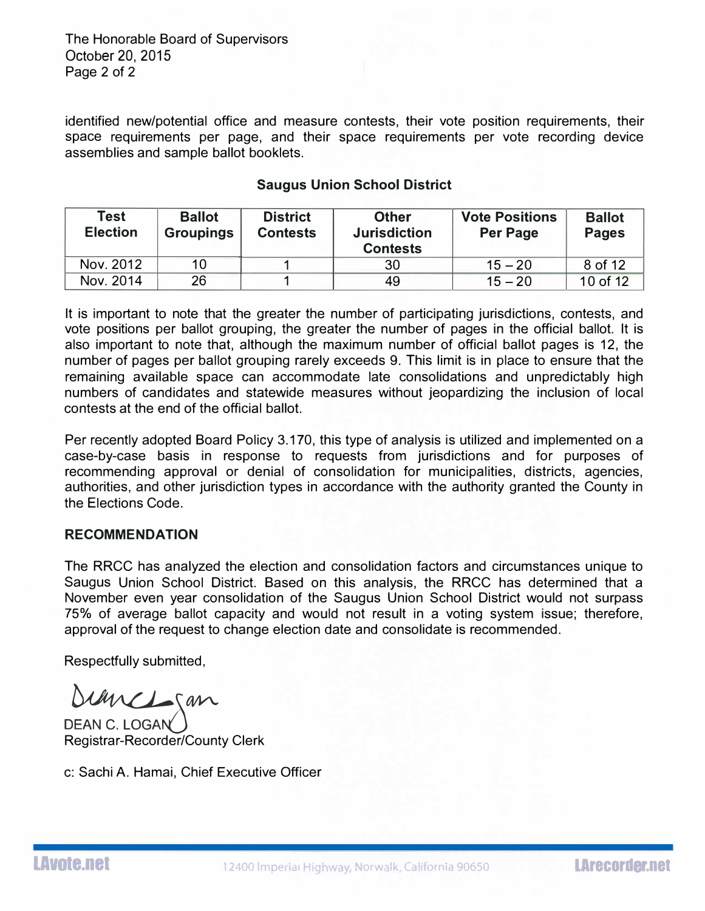identified new/potential office and measure contests, their vote position requirements, their space requirements per page, and their space requirements per vote recording device assemblies and sample ballot booklets.

**Saugus Union School District**

| Test Election | Ballot Groupings | District Contests | Other Jurisdiction Contests | Vote Positions Per Page | Ballot Pages |
|---|---|---|---|---|---|
| Nov. 2012 | 10 | 1 | 30 | 15 – 20 | 8 of 12 |
| Nov. 2014 | 26 | 1 | 49 | 15 – 20 | 10 of 12 |

It is important to note that the greater the number of participating jurisdictions, contests, and vote positions per ballot grouping, the greater the number of pages in the official ballot. It is also important to note that, although the maximum number of official ballot pages is 12, the number of pages per ballot grouping rarely exceeds 9. This limit is in place to ensure that the remaining available space can accommodate late consolidations and unpredictably high numbers of candidates and statewide measures without jeopardizing the inclusion of local contests at the end of the official ballot.

Per recently adopted Board Policy 3.170, this type of analysis is utilized and implemented on a case-by-case basis in response to requests from jurisdictions and for purposes of recommending approval or denial of consolidation for municipalities, districts, agencies, authorities, and other jurisdiction types in accordance with the authority granted the County in the Elections Code.

**RECOMMENDATION**

The RRCC has analyzed the election and consolidation factors and circumstances unique to Saugus Union School District. Based on this analysis, the RRCC has determined that a November even year consolidation of the Saugus Union School District would not surpass 75% of average ballot capacity and would not result in a voting system issue; therefore, approval of the request to change election date and consolidate is recommended.

Respectfully submitted,

DEAN C. LOGAN
Registrar-Recorder/County Clerk

c: Sachi A. Hamai, Chief Executive Officer

LAvote.net 12400 Imperial Highway, Norwalk, California 90650 LArecorder.net